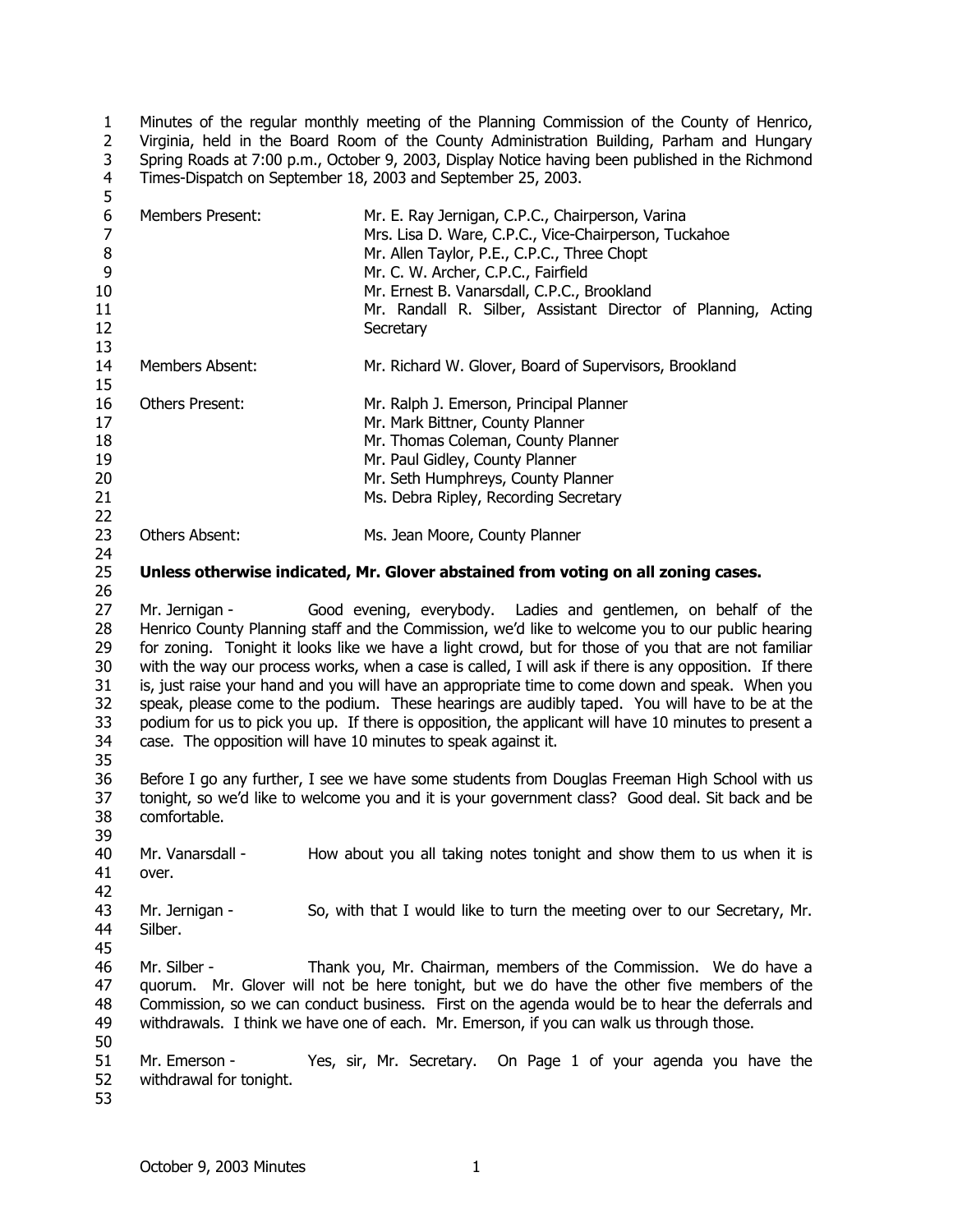Minutes of the regular monthly meeting of the Planning Commission of the County of Henrico, Virginia, held in the Board Room of the County Administration Building, Parham and Hungary Spring Roads at 7:00 p.m., October 9, 2003, Display Notice having been published in the Richmond Times-Dispatch on September 18, 2003 and September 25, 2003.

| | |
|---|---|
| Members Present: | Mr. E. Ray Jernigan, C.P.C., Chairperson, Varina |
| | Mrs. Lisa D. Ware, C.P.C., Vice-Chairperson, Tuckahoe |
| | Mr. Allen Taylor, P.E., C.P.C., Three Chopt |
| | Mr. C. W. Archer, C.P.C., Fairfield |
| | Mr. Ernest B. Vanarsdall, C.P.C., Brookland |
| | Mr. Randall R. Silber, Assistant Director of Planning, Acting Secretary |
| Members Absent: | Mr. Richard W. Glover, Board of Supervisors, Brookland |
| Others Present: | Mr. Ralph J. Emerson, Principal Planner |
| | Mr. Mark Bittner, County Planner |
| | Mr. Thomas Coleman, County Planner |
| | Mr. Paul Gidley, County Planner |
| | Mr. Seth Humphreys, County Planner |
| | Ms. Debra Ripley, Recording Secretary |
| Others Absent: | Ms. Jean Moore, County Planner |

**Unless otherwise indicated, Mr. Glover abstained from voting on all zoning cases.**

Mr. Jernigan - Good evening, everybody. Ladies and gentlemen, on behalf of the Henrico County Planning staff and the Commission, we'd like to welcome you to our public hearing for zoning. Tonight it looks like we have a light crowd, but for those of you that are not familiar with the way our process works, when a case is called, I will ask if there is any opposition. If there is, just raise your hand and you will have an appropriate time to come down and speak. When you speak, please come to the podium. These hearings are audibly taped. You will have to be at the podium for us to pick you up. If there is opposition, the applicant will have 10 minutes to present a case. The opposition will have 10 minutes to speak against it.

Before I go any further, I see we have some students from Douglas Freeman High School with us tonight, so we'd like to welcome you and it is your government class? Good deal. Sit back and be comfortable.

Mr. Vanarsdall - How about you all taking notes tonight and show them to us when it is over.

Mr. Jernigan - So, with that I would like to turn the meeting over to our Secretary, Mr. Silber.

Mr. Silber - Thank you, Mr. Chairman, members of the Commission. We do have a quorum. Mr. Glover will not be here tonight, but we do have the other five members of the Commission, so we can conduct business. First on the agenda would be to hear the deferrals and withdrawals. I think we have one of each. Mr. Emerson, if you can walk us through those.

Mr. Emerson - Yes, sir, Mr. Secretary. On Page 1 of your agenda you have the withdrawal for tonight.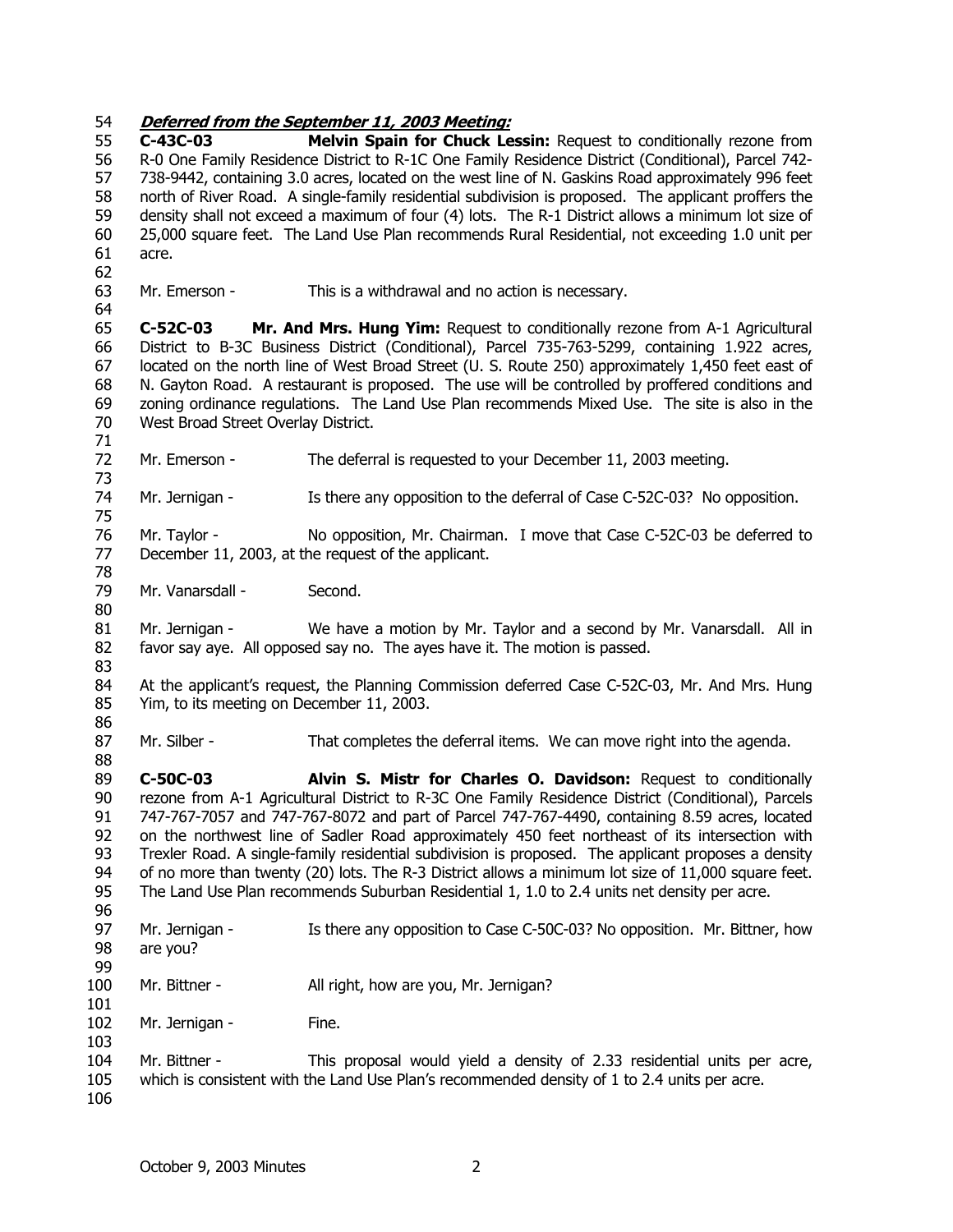***Deferred from the September 11, 2003 Meeting:***

**C-43C-03** **Melvin Spain for Chuck Lessin:** Request to conditionally rezone from R-0 One Family Residence District to R-1C One Family Residence District (Conditional), Parcel 742-738-9442, containing 3.0 acres, located on the west line of N. Gaskins Road approximately 996 feet north of River Road. A single-family residential subdivision is proposed. The applicant proffers the density shall not exceed a maximum of four (4) lots. The R-1 District allows a minimum lot size of 25,000 square feet. The Land Use Plan recommends Rural Residential, not exceeding 1.0 unit per acre.

Mr. Emerson - This is a withdrawal and no action is necessary.

**C-52C-03** **Mr. And Mrs. Hung Yim:** Request to conditionally rezone from A-1 Agricultural District to B-3C Business District (Conditional), Parcel 735-763-5299, containing 1.922 acres, located on the north line of West Broad Street (U. S. Route 250) approximately 1,450 feet east of N. Gayton Road. A restaurant is proposed. The use will be controlled by proffered conditions and zoning ordinance regulations. The Land Use Plan recommends Mixed Use. The site is also in the West Broad Street Overlay District.

Mr. Emerson - The deferral is requested to your December 11, 2003 meeting.

Mr. Jernigan - Is there any opposition to the deferral of Case C-52C-03? No opposition.

Mr. Taylor - No opposition, Mr. Chairman. I move that Case C-52C-03 be deferred to December 11, 2003, at the request of the applicant.

Mr. Vanarsdall - Second.

Mr. Jernigan - We have a motion by Mr. Taylor and a second by Mr. Vanarsdall. All in favor say aye. All opposed say no. The ayes have it. The motion is passed.

At the applicant's request, the Planning Commission deferred Case C-52C-03, Mr. And Mrs. Hung Yim, to its meeting on December 11, 2003.

Mr. Silber - That completes the deferral items. We can move right into the agenda.

**C-50C-03** **Alvin S. Mistr for Charles O. Davidson:** Request to conditionally rezone from A-1 Agricultural District to R-3C One Family Residence District (Conditional), Parcels 747-767-7057 and 747-767-8072 and part of Parcel 747-767-4490, containing 8.59 acres, located on the northwest line of Sadler Road approximately 450 feet northeast of its intersection with Trexler Road. A single-family residential subdivision is proposed. The applicant proposes a density of no more than twenty (20) lots. The R-3 District allows a minimum lot size of 11,000 square feet. The Land Use Plan recommends Suburban Residential 1, 1.0 to 2.4 units net density per acre.

Mr. Jernigan - Is there any opposition to Case C-50C-03? No opposition. Mr. Bittner, how are you?

Mr. Bittner - All right, how are you, Mr. Jernigan?

Mr. Jernigan - Fine.

Mr. Bittner - This proposal would yield a density of 2.33 residential units per acre, which is consistent with the Land Use Plan's recommended density of 1 to 2.4 units per acre.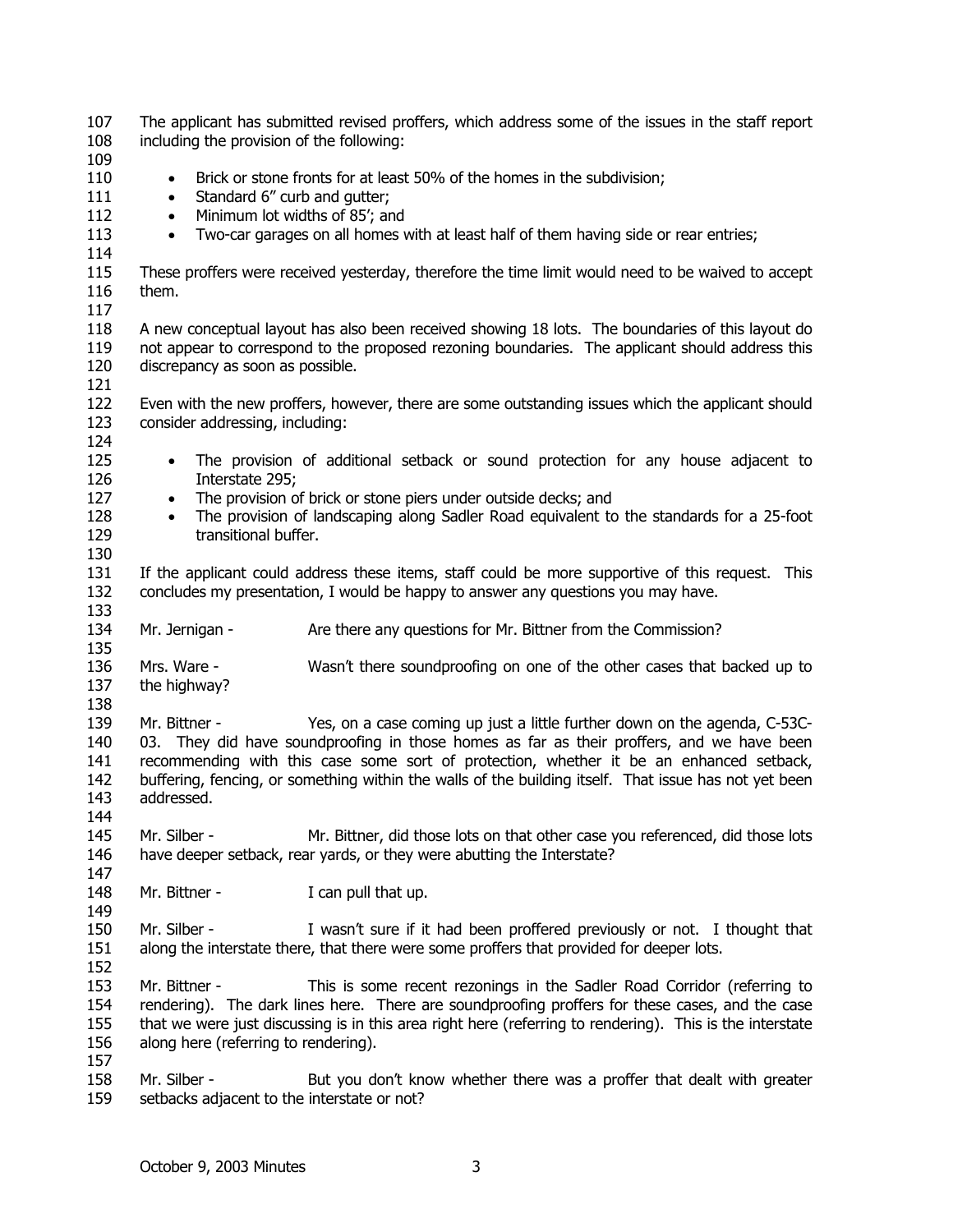The applicant has submitted revised proffers, which address some of the issues in the staff report including the provision of the following:

- Brick or stone fronts for at least 50% of the homes in the subdivision;
- Standard 6" curb and gutter;
- Minimum lot widths of 85'; and
- Two-car garages on all homes with at least half of them having side or rear entries;

These proffers were received yesterday, therefore the time limit would need to be waived to accept them.

A new conceptual layout has also been received showing 18 lots. The boundaries of this layout do not appear to correspond to the proposed rezoning boundaries. The applicant should address this discrepancy as soon as possible.

Even with the new proffers, however, there are some outstanding issues which the applicant should consider addressing, including:

- The provision of additional setback or sound protection for any house adjacent to Interstate 295;
- The provision of brick or stone piers under outside decks; and
- The provision of landscaping along Sadler Road equivalent to the standards for a 25-foot transitional buffer.

If the applicant could address these items, staff could be more supportive of this request. This concludes my presentation, I would be happy to answer any questions you may have.

Mr. Jernigan - Are there any questions for Mr. Bittner from the Commission?

Mrs. Ware - Wasn't there soundproofing on one of the other cases that backed up to the highway?

Mr. Bittner - Yes, on a case coming up just a little further down on the agenda, C-53C-03. They did have soundproofing in those homes as far as their proffers, and we have been recommending with this case some sort of protection, whether it be an enhanced setback, buffering, fencing, or something within the walls of the building itself. That issue has not yet been addressed.

Mr. Silber - Mr. Bittner, did those lots on that other case you referenced, did those lots have deeper setback, rear yards, or they were abutting the Interstate?

Mr. Bittner - I can pull that up.

Mr. Silber - I wasn't sure if it had been proffered previously or not. I thought that along the interstate there, that there were some proffers that provided for deeper lots.

Mr. Bittner - This is some recent rezonings in the Sadler Road Corridor (referring to rendering). The dark lines here. There are soundproofing proffers for these cases, and the case that we were just discussing is in this area right here (referring to rendering). This is the interstate along here (referring to rendering).

Mr. Silber - But you don't know whether there was a proffer that dealt with greater setbacks adjacent to the interstate or not?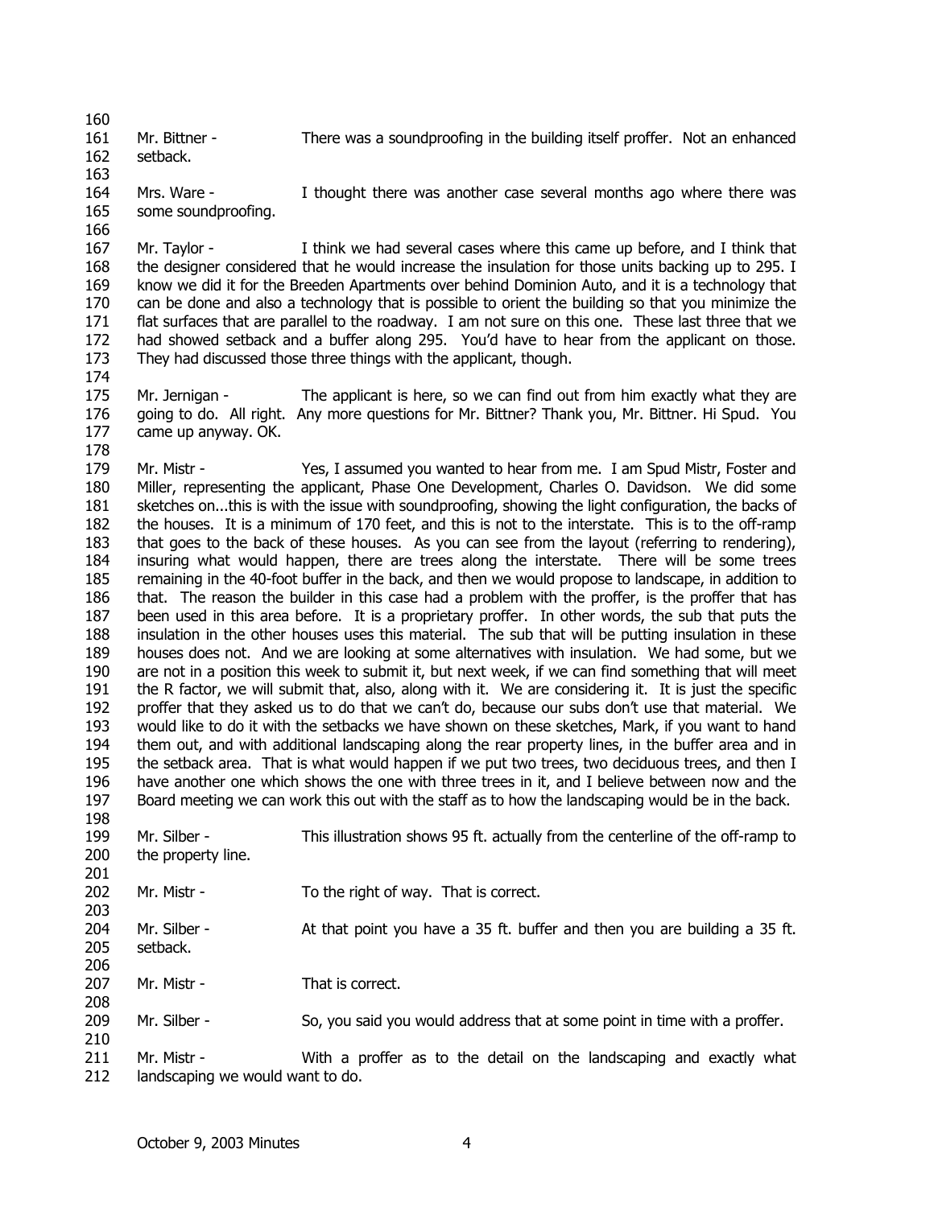Mr. Bittner - There was a soundproofing in the building itself proffer. Not an enhanced setback.

Mrs. Ware - I thought there was another case several months ago where there was some soundproofing.

Mr. Taylor - I think we had several cases where this came up before, and I think that the designer considered that he would increase the insulation for those units backing up to 295. I know we did it for the Breeden Apartments over behind Dominion Auto, and it is a technology that can be done and also a technology that is possible to orient the building so that you minimize the flat surfaces that are parallel to the roadway. I am not sure on this one. These last three that we had showed setback and a buffer along 295. You'd have to hear from the applicant on those. They had discussed those three things with the applicant, though.

Mr. Jernigan - The applicant is here, so we can find out from him exactly what they are going to do. All right. Any more questions for Mr. Bittner? Thank you, Mr. Bittner. Hi Spud. You came up anyway. OK.

Mr. Mistr - Yes, I assumed you wanted to hear from me. I am Spud Mistr, Foster and Miller, representing the applicant, Phase One Development, Charles O. Davidson. We did some sketches on...this is with the issue with soundproofing, showing the light configuration, the backs of the houses. It is a minimum of 170 feet, and this is not to the interstate. This is to the off-ramp that goes to the back of these houses. As you can see from the layout (referring to rendering), insuring what would happen, there are trees along the interstate. There will be some trees remaining in the 40-foot buffer in the back, and then we would propose to landscape, in addition to that. The reason the builder in this case had a problem with the proffer, is the proffer that has been used in this area before. It is a proprietary proffer. In other words, the sub that puts the insulation in the other houses uses this material. The sub that will be putting insulation in these houses does not. And we are looking at some alternatives with insulation. We had some, but we are not in a position this week to submit it, but next week, if we can find something that will meet the R factor, we will submit that, also, along with it. We are considering it. It is just the specific proffer that they asked us to do that we can't do, because our subs don't use that material. We would like to do it with the setbacks we have shown on these sketches, Mark, if you want to hand them out, and with additional landscaping along the rear property lines, in the buffer area and in the setback area. That is what would happen if we put two trees, two deciduous trees, and then I have another one which shows the one with three trees in it, and I believe between now and the Board meeting we can work this out with the staff as to how the landscaping would be in the back.

Mr. Silber - This illustration shows 95 ft. actually from the centerline of the off-ramp to the property line.

Mr. Mistr - To the right of way. That is correct.

Mr. Silber - At that point you have a 35 ft. buffer and then you are building a 35 ft. setback.

Mr. Mistr - That is correct.

Mr. Silber - So, you said you would address that at some point in time with a proffer.

Mr. Mistr - With a proffer as to the detail on the landscaping and exactly what landscaping we would want to do.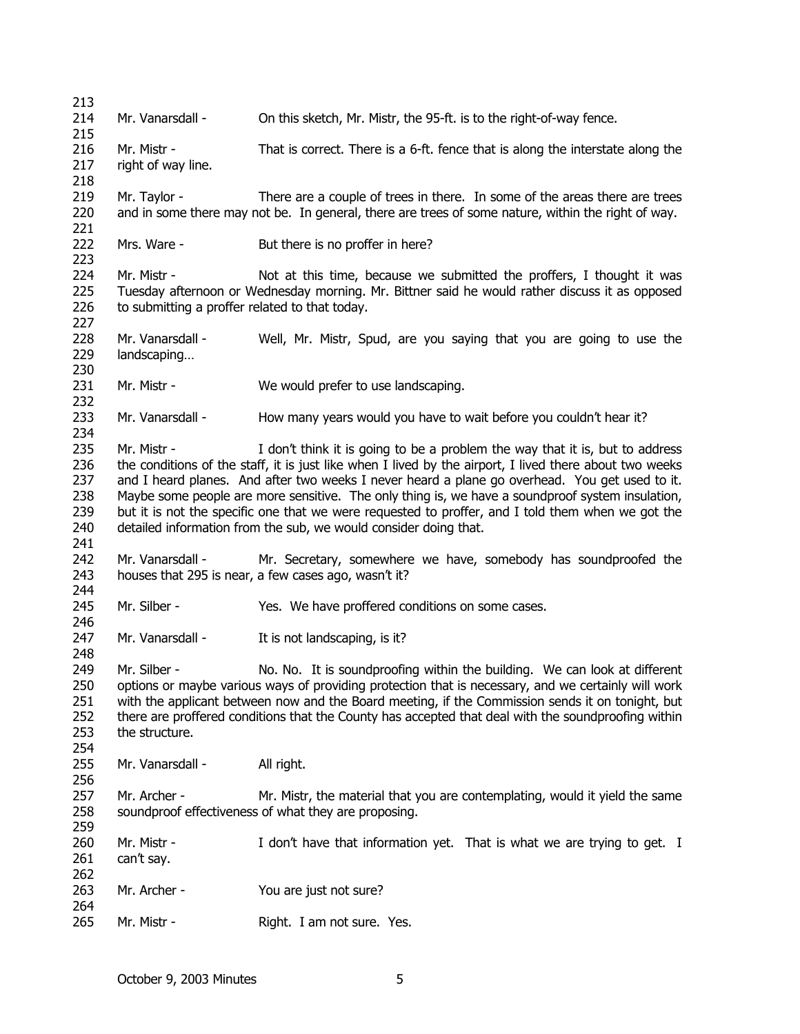Mr. Vanarsdall - On this sketch, Mr. Mistr, the 95-ft. is to the right-of-way fence.

Mr. Mistr - That is correct. There is a 6-ft. fence that is along the interstate along the right of way line.

Mr. Taylor - There are a couple of trees in there. In some of the areas there are trees and in some there may not be. In general, there are trees of some nature, within the right of way.

Mrs. Ware - But there is no proffer in here?

Mr. Mistr - Not at this time, because we submitted the proffers, I thought it was Tuesday afternoon or Wednesday morning. Mr. Bittner said he would rather discuss it as opposed to submitting a proffer related to that today.

Mr. Vanarsdall - Well, Mr. Mistr, Spud, are you saying that you are going to use the landscaping…

Mr. Mistr - We would prefer to use landscaping.

Mr. Vanarsdall - How many years would you have to wait before you couldn't hear it?

Mr. Mistr - I don't think it is going to be a problem the way that it is, but to address the conditions of the staff, it is just like when I lived by the airport, I lived there about two weeks and I heard planes. And after two weeks I never heard a plane go overhead. You get used to it. Maybe some people are more sensitive. The only thing is, we have a soundproof system insulation, but it is not the specific one that we were requested to proffer, and I told them when we got the detailed information from the sub, we would consider doing that.

Mr. Vanarsdall - Mr. Secretary, somewhere we have, somebody has soundproofed the houses that 295 is near, a few cases ago, wasn't it?

Mr. Silber - Yes. We have proffered conditions on some cases.

Mr. Vanarsdall - It is not landscaping, is it?

Mr. Silber - No. No. It is soundproofing within the building. We can look at different options or maybe various ways of providing protection that is necessary, and we certainly will work with the applicant between now and the Board meeting, if the Commission sends it on tonight, but there are proffered conditions that the County has accepted that deal with the soundproofing within the structure.

Mr. Vanarsdall - All right.

Mr. Archer - Mr. Mistr, the material that you are contemplating, would it yield the same soundproof effectiveness of what they are proposing.

Mr. Mistr - I don't have that information yet. That is what we are trying to get. I can't say.

Mr. Archer - You are just not sure?

Mr. Mistr - Right. I am not sure. Yes.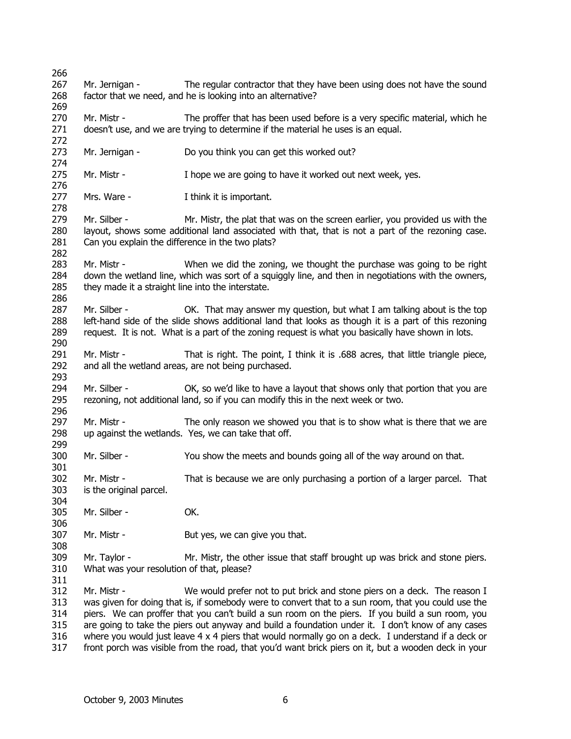Mr. Jernigan - The regular contractor that they have been using does not have the sound factor that we need, and he is looking into an alternative?

Mr. Mistr - The proffer that has been used before is a very specific material, which he doesn't use, and we are trying to determine if the material he uses is an equal.

Mr. Jernigan - Do you think you can get this worked out?

Mr. Mistr - I hope we are going to have it worked out next week, yes.

Mrs. Ware - I think it is important.

Mr. Silber - Mr. Mistr, the plat that was on the screen earlier, you provided us with the layout, shows some additional land associated with that, that is not a part of the rezoning case. Can you explain the difference in the two plats?

Mr. Mistr - When we did the zoning, we thought the purchase was going to be right down the wetland line, which was sort of a squiggly line, and then in negotiations with the owners, they made it a straight line into the interstate.

Mr. Silber - OK. That may answer my question, but what I am talking about is the top left-hand side of the slide shows additional land that looks as though it is a part of this rezoning request. It is not. What is a part of the zoning request is what you basically have shown in lots.

Mr. Mistr - That is right. The point, I think it is .688 acres, that little triangle piece, and all the wetland areas, are not being purchased.

Mr. Silber - OK, so we'd like to have a layout that shows only that portion that you are rezoning, not additional land, so if you can modify this in the next week or two.

Mr. Mistr - The only reason we showed you that is to show what is there that we are up against the wetlands. Yes, we can take that off.

Mr. Silber - You show the meets and bounds going all of the way around on that.

Mr. Mistr - That is because we are only purchasing a portion of a larger parcel. That is the original parcel.

Mr. Silber - OK.

Mr. Mistr - But yes, we can give you that.

Mr. Taylor - Mr. Mistr, the other issue that staff brought up was brick and stone piers. What was your resolution of that, please?

Mr. Mistr - We would prefer not to put brick and stone piers on a deck. The reason I was given for doing that is, if somebody were to convert that to a sun room, that you could use the piers. We can proffer that you can't build a sun room on the piers. If you build a sun room, you are going to take the piers out anyway and build a foundation under it. I don't know of any cases where you would just leave 4 x 4 piers that would normally go on a deck. I understand if a deck or front porch was visible from the road, that you'd want brick piers on it, but a wooden deck in your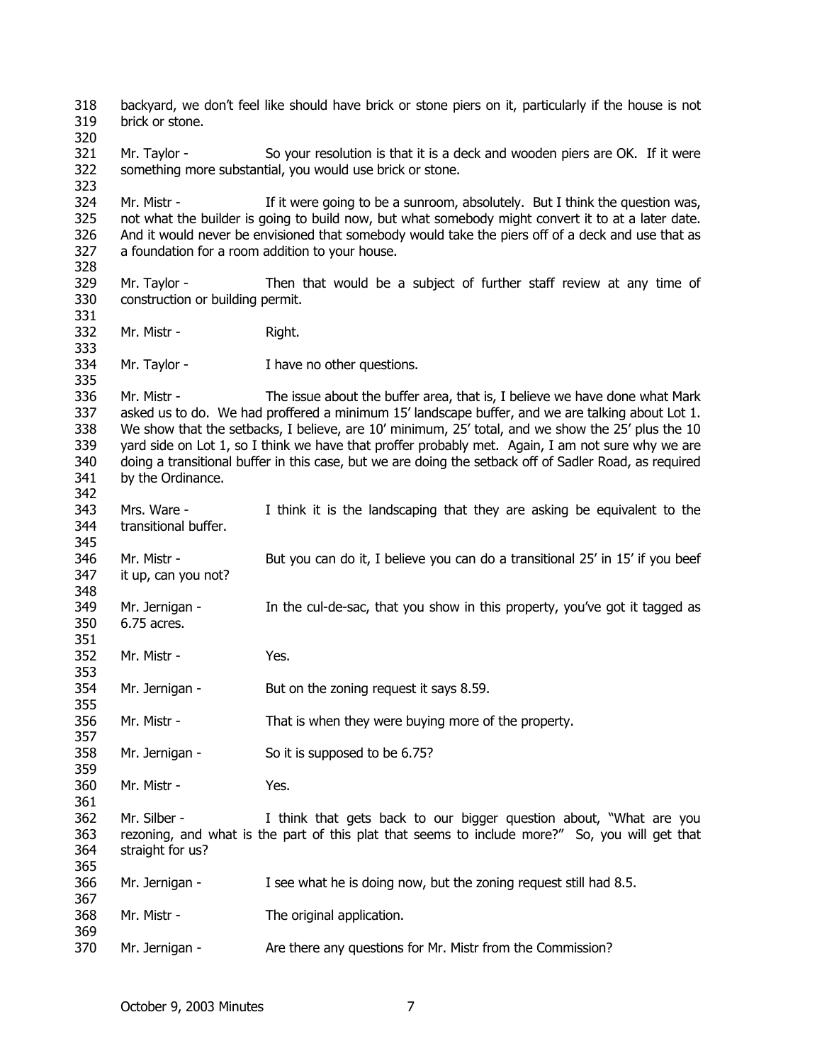backyard, we don't feel like should have brick or stone piers on it, particularly if the house is not brick or stone.

Mr. Taylor - So your resolution is that it is a deck and wooden piers are OK. If it were something more substantial, you would use brick or stone.

Mr. Mistr - If it were going to be a sunroom, absolutely. But I think the question was, not what the builder is going to build now, but what somebody might convert it to at a later date. And it would never be envisioned that somebody would take the piers off of a deck and use that as a foundation for a room addition to your house.

Mr. Taylor - Then that would be a subject of further staff review at any time of construction or building permit.

Mr. Mistr - Right.

Mr. Taylor - I have no other questions.

Mr. Mistr - The issue about the buffer area, that is, I believe we have done what Mark asked us to do. We had proffered a minimum 15' landscape buffer, and we are talking about Lot 1. We show that the setbacks, I believe, are 10' minimum, 25' total, and we show the 25' plus the 10 yard side on Lot 1, so I think we have that proffer probably met. Again, I am not sure why we are doing a transitional buffer in this case, but we are doing the setback off of Sadler Road, as required by the Ordinance.

Mrs. Ware - I think it is the landscaping that they are asking be equivalent to the transitional buffer.

Mr. Mistr - But you can do it, I believe you can do a transitional 25' in 15' if you beef it up, can you not?

Mr. Jernigan - In the cul-de-sac, that you show in this property, you've got it tagged as 6.75 acres.

Mr. Mistr - Yes.

Mr. Jernigan - But on the zoning request it says 8.59.

Mr. Mistr - That is when they were buying more of the property.

Mr. Jernigan - So it is supposed to be 6.75?

Mr. Mistr - Yes.

Mr. Silber - I think that gets back to our bigger question about, "What are you rezoning, and what is the part of this plat that seems to include more?" So, you will get that straight for us?

Mr. Jernigan - I see what he is doing now, but the zoning request still had 8.5.

Mr. Mistr - The original application.

Mr. Jernigan - Are there any questions for Mr. Mistr from the Commission?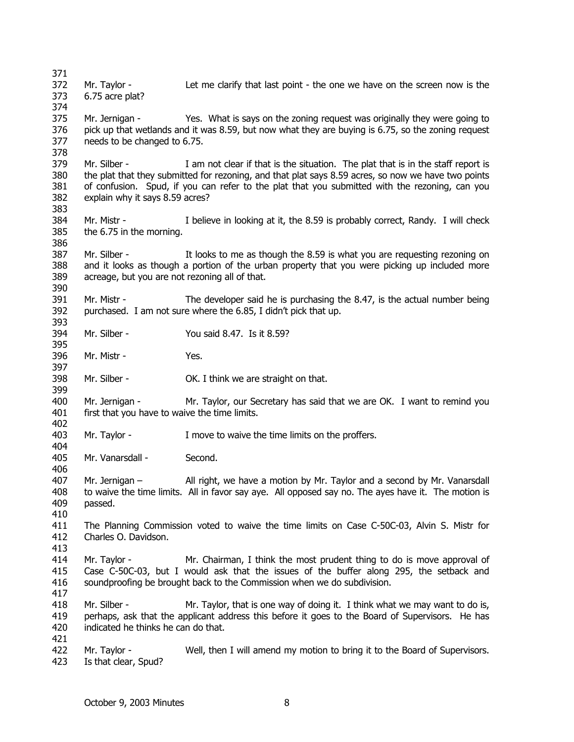Mr. Taylor - Let me clarify that last point - the one we have on the screen now is the 6.75 acre plat?

Mr. Jernigan - Yes. What is says on the zoning request was originally they were going to pick up that wetlands and it was 8.59, but now what they are buying is 6.75, so the zoning request needs to be changed to 6.75.

Mr. Silber - I am not clear if that is the situation. The plat that is in the staff report is the plat that they submitted for rezoning, and that plat says 8.59 acres, so now we have two points of confusion. Spud, if you can refer to the plat that you submitted with the rezoning, can you explain why it says 8.59 acres?

Mr. Mistr - I believe in looking at it, the 8.59 is probably correct, Randy. I will check the 6.75 in the morning.

Mr. Silber - It looks to me as though the 8.59 is what you are requesting rezoning on and it looks as though a portion of the urban property that you were picking up included more acreage, but you are not rezoning all of that.

Mr. Mistr - The developer said he is purchasing the 8.47, is the actual number being purchased. I am not sure where the 6.85, I didn't pick that up.

Mr. Silber - You said 8.47. Is it 8.59?

Mr. Mistr - Yes.

Mr. Silber - OK. I think we are straight on that.

Mr. Jernigan - Mr. Taylor, our Secretary has said that we are OK. I want to remind you first that you have to waive the time limits.

Mr. Taylor - I move to waive the time limits on the proffers.

Mr. Vanarsdall - Second.

Mr. Jernigan – All right, we have a motion by Mr. Taylor and a second by Mr. Vanarsdall to waive the time limits. All in favor say aye. All opposed say no. The ayes have it. The motion is passed.

The Planning Commission voted to waive the time limits on Case C-50C-03, Alvin S. Mistr for Charles O. Davidson.

Mr. Taylor - Mr. Chairman, I think the most prudent thing to do is move approval of Case C-50C-03, but I would ask that the issues of the buffer along 295, the setback and soundproofing be brought back to the Commission when we do subdivision.

Mr. Silber - Mr. Taylor, that is one way of doing it. I think what we may want to do is, perhaps, ask that the applicant address this before it goes to the Board of Supervisors. He has indicated he thinks he can do that.

Mr. Taylor - Well, then I will amend my motion to bring it to the Board of Supervisors. Is that clear, Spud?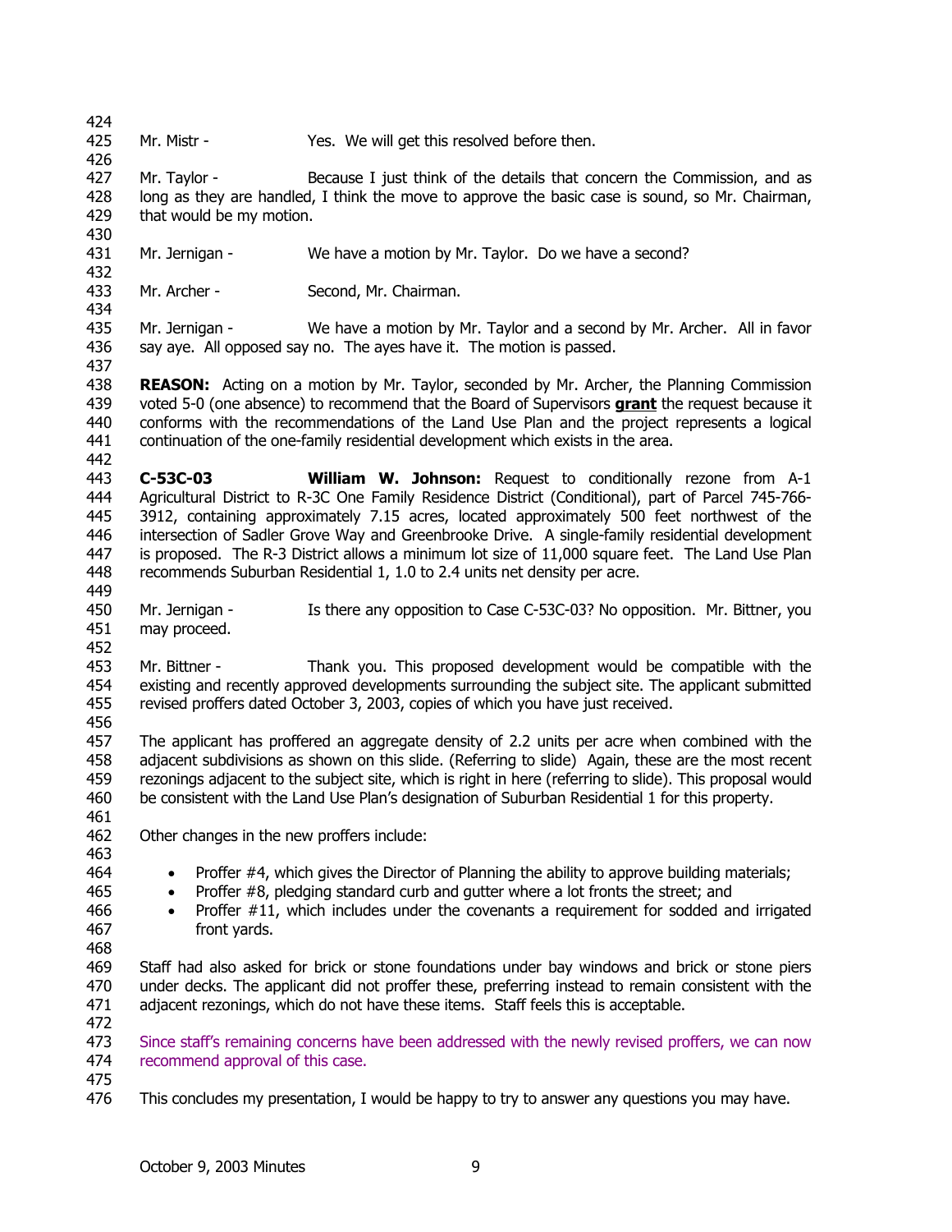Mr. Mistr - Yes. We will get this resolved before then.

Mr. Taylor - Because I just think of the details that concern the Commission, and as long as they are handled, I think the move to approve the basic case is sound, so Mr. Chairman, that would be my motion.

Mr. Jernigan - We have a motion by Mr. Taylor. Do we have a second?

Mr. Archer - Second, Mr. Chairman.

Mr. Jernigan - We have a motion by Mr. Taylor and a second by Mr. Archer. All in favor say aye. All opposed say no. The ayes have it. The motion is passed.

**REASON:** Acting on a motion by Mr. Taylor, seconded by Mr. Archer, the Planning Commission voted 5-0 (one absence) to recommend that the Board of Supervisors **grant** the request because it conforms with the recommendations of the Land Use Plan and the project represents a logical continuation of the one-family residential development which exists in the area.

**C-53C-03** **William W. Johnson:** Request to conditionally rezone from A-1 Agricultural District to R-3C One Family Residence District (Conditional), part of Parcel 745-766-3912, containing approximately 7.15 acres, located approximately 500 feet northwest of the intersection of Sadler Grove Way and Greenbrooke Drive. A single-family residential development is proposed. The R-3 District allows a minimum lot size of 11,000 square feet. The Land Use Plan recommends Suburban Residential 1, 1.0 to 2.4 units net density per acre.

Mr. Jernigan - Is there any opposition to Case C-53C-03? No opposition. Mr. Bittner, you may proceed.

Mr. Bittner - Thank you. This proposed development would be compatible with the existing and recently approved developments surrounding the subject site. The applicant submitted revised proffers dated October 3, 2003, copies of which you have just received.

The applicant has proffered an aggregate density of 2.2 units per acre when combined with the adjacent subdivisions as shown on this slide. (Referring to slide) Again, these are the most recent rezonings adjacent to the subject site, which is right in here (referring to slide). This proposal would be consistent with the Land Use Plan's designation of Suburban Residential 1 for this property.

Other changes in the new proffers include:

- Proffer #4, which gives the Director of Planning the ability to approve building materials;
- Proffer #8, pledging standard curb and gutter where a lot fronts the street; and
- Proffer #11, which includes under the covenants a requirement for sodded and irrigated front yards.

Staff had also asked for brick or stone foundations under bay windows and brick or stone piers under decks. The applicant did not proffer these, preferring instead to remain consistent with the adjacent rezonings, which do not have these items. Staff feels this is acceptable.

Since staff's remaining concerns have been addressed with the newly revised proffers, we can now recommend approval of this case.

This concludes my presentation, I would be happy to try to answer any questions you may have.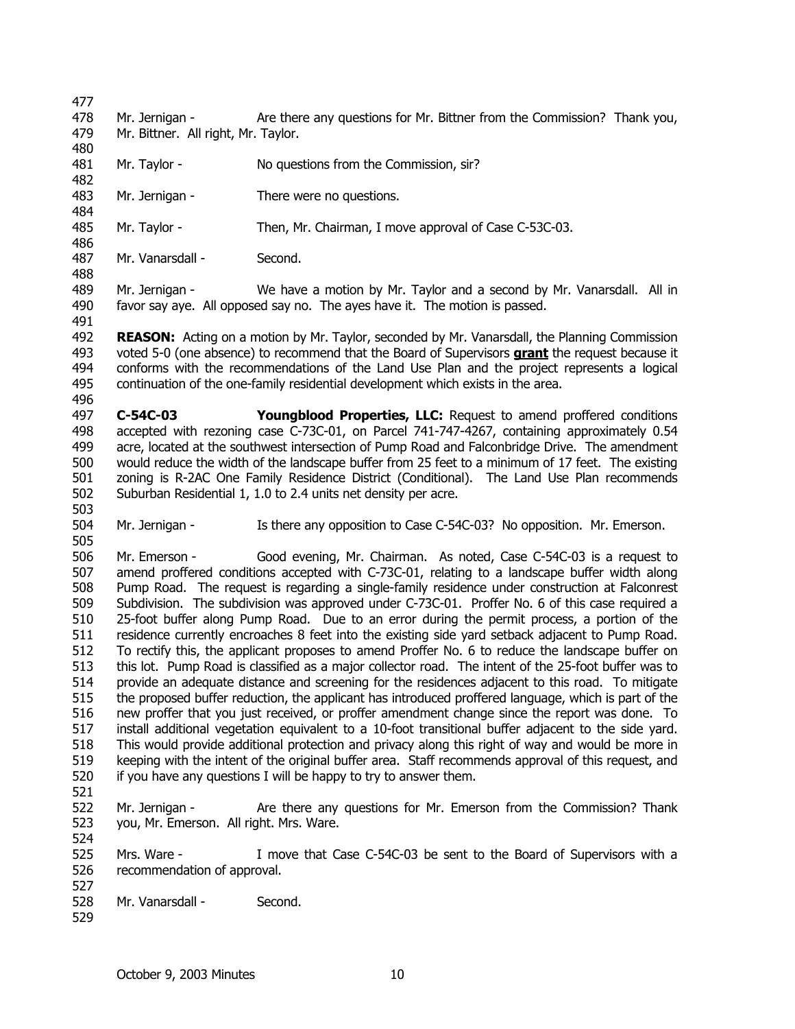Mr. Jernigan - Are there any questions for Mr. Bittner from the Commission? Thank you, Mr. Bittner. All right, Mr. Taylor.

Mr. Taylor - No questions from the Commission, sir?

Mr. Jernigan - There were no questions.

Mr. Taylor - Then, Mr. Chairman, I move approval of Case C-53C-03.

Mr. Vanarsdall - Second.

Mr. Jernigan - We have a motion by Mr. Taylor and a second by Mr. Vanarsdall. All in favor say aye. All opposed say no. The ayes have it. The motion is passed.

**REASON:** Acting on a motion by Mr. Taylor, seconded by Mr. Vanarsdall, the Planning Commission voted 5-0 (one absence) to recommend that the Board of Supervisors **grant** the request because it conforms with the recommendations of the Land Use Plan and the project represents a logical continuation of the one-family residential development which exists in the area.

**C-54C-03 Youngblood Properties, LLC:** Request to amend proffered conditions accepted with rezoning case C-73C-01, on Parcel 741-747-4267, containing approximately 0.54 acre, located at the southwest intersection of Pump Road and Falconbridge Drive. The amendment would reduce the width of the landscape buffer from 25 feet to a minimum of 17 feet. The existing zoning is R-2AC One Family Residence District (Conditional). The Land Use Plan recommends Suburban Residential 1, 1.0 to 2.4 units net density per acre.

Mr. Jernigan - Is there any opposition to Case C-54C-03? No opposition. Mr. Emerson.

Mr. Emerson - Good evening, Mr. Chairman. As noted, Case C-54C-03 is a request to amend proffered conditions accepted with C-73C-01, relating to a landscape buffer width along Pump Road. The request is regarding a single-family residence under construction at Falconrest Subdivision. The subdivision was approved under C-73C-01. Proffer No. 6 of this case required a 25-foot buffer along Pump Road. Due to an error during the permit process, a portion of the residence currently encroaches 8 feet into the existing side yard setback adjacent to Pump Road. To rectify this, the applicant proposes to amend Proffer No. 6 to reduce the landscape buffer on this lot. Pump Road is classified as a major collector road. The intent of the 25-foot buffer was to provide an adequate distance and screening for the residences adjacent to this road. To mitigate the proposed buffer reduction, the applicant has introduced proffered language, which is part of the new proffer that you just received, or proffer amendment change since the report was done. To install additional vegetation equivalent to a 10-foot transitional buffer adjacent to the side yard. This would provide additional protection and privacy along this right of way and would be more in keeping with the intent of the original buffer area. Staff recommends approval of this request, and if you have any questions I will be happy to try to answer them.

Mr. Jernigan - Are there any questions for Mr. Emerson from the Commission? Thank you, Mr. Emerson. All right. Mrs. Ware.

Mrs. Ware - I move that Case C-54C-03 be sent to the Board of Supervisors with a recommendation of approval.

Mr. Vanarsdall - Second.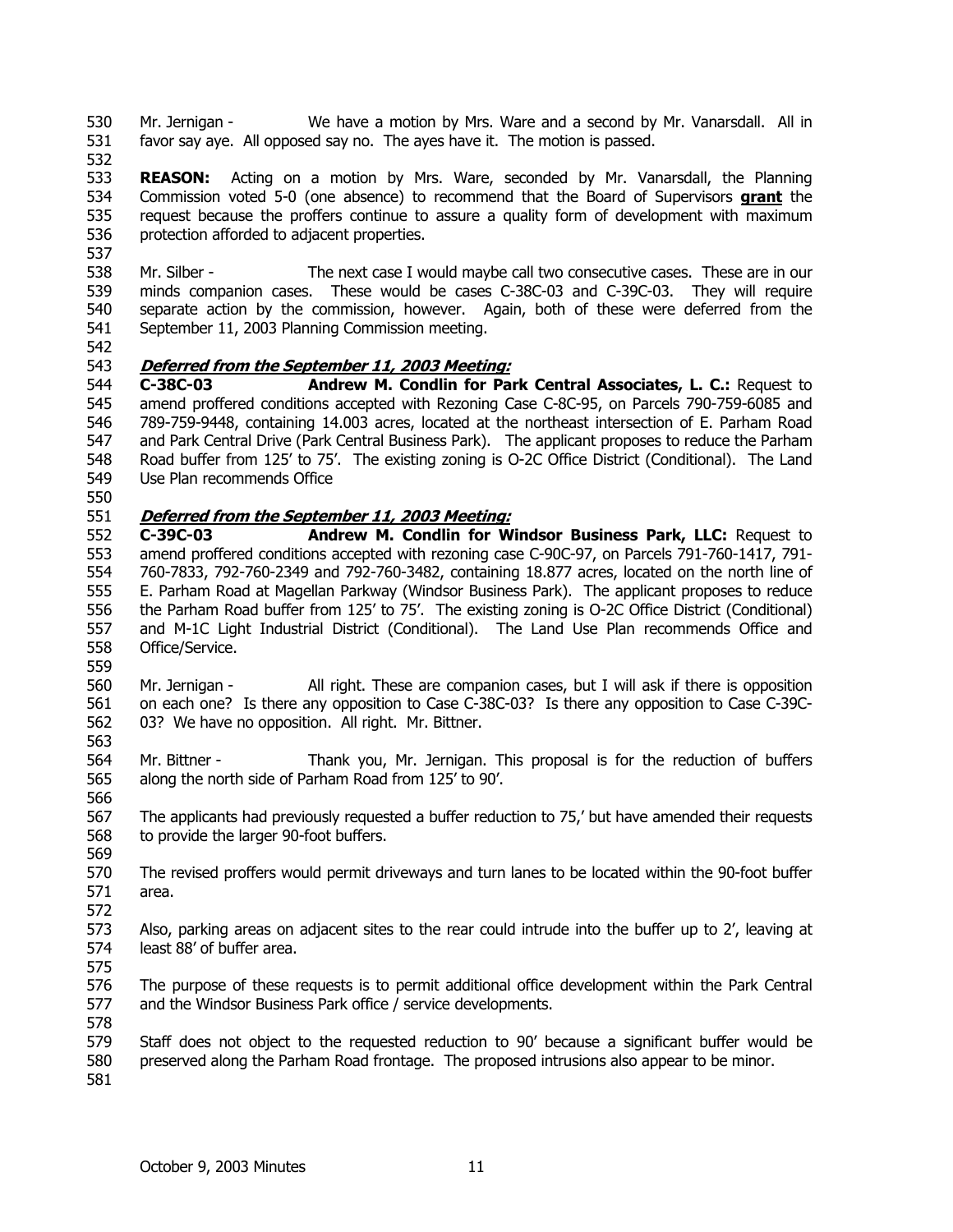Mr. Jernigan - We have a motion by Mrs. Ware and a second by Mr. Vanarsdall. All in favor say aye. All opposed say no. The ayes have it. The motion is passed.

**REASON:** Acting on a motion by Mrs. Ware, seconded by Mr. Vanarsdall, the Planning Commission voted 5-0 (one absence) to recommend that the Board of Supervisors **grant** the request because the proffers continue to assure a quality form of development with maximum protection afforded to adjacent properties.

Mr. Silber - The next case I would maybe call two consecutive cases. These are in our minds companion cases. These would be cases C-38C-03 and C-39C-03. They will require separate action by the commission, however. Again, both of these were deferred from the September 11, 2003 Planning Commission meeting.

***Deferred from the September 11, 2003 Meeting:***

**C-38C-03** **Andrew M. Condlin for Park Central Associates, L. C.:** Request to amend proffered conditions accepted with Rezoning Case C-8C-95, on Parcels 790-759-6085 and 789-759-9448, containing 14.003 acres, located at the northeast intersection of E. Parham Road and Park Central Drive (Park Central Business Park). The applicant proposes to reduce the Parham Road buffer from 125' to 75'. The existing zoning is O-2C Office District (Conditional). The Land Use Plan recommends Office

***Deferred from the September 11, 2003 Meeting:***

**C-39C-03** **Andrew M. Condlin for Windsor Business Park, LLC:** Request to amend proffered conditions accepted with rezoning case C-90C-97, on Parcels 791-760-1417, 791-760-7833, 792-760-2349 and 792-760-3482, containing 18.877 acres, located on the north line of E. Parham Road at Magellan Parkway (Windsor Business Park). The applicant proposes to reduce the Parham Road buffer from 125' to 75'. The existing zoning is O-2C Office District (Conditional) and M-1C Light Industrial District (Conditional). The Land Use Plan recommends Office and Office/Service.

Mr. Jernigan - All right. These are companion cases, but I will ask if there is opposition on each one? Is there any opposition to Case C-38C-03? Is there any opposition to Case C-39C-03? We have no opposition. All right. Mr. Bittner.

Mr. Bittner - Thank you, Mr. Jernigan. This proposal is for the reduction of buffers along the north side of Parham Road from 125' to 90'.

The applicants had previously requested a buffer reduction to 75,' but have amended their requests to provide the larger 90-foot buffers.

The revised proffers would permit driveways and turn lanes to be located within the 90-foot buffer area.

Also, parking areas on adjacent sites to the rear could intrude into the buffer up to 2', leaving at least 88' of buffer area.

The purpose of these requests is to permit additional office development within the Park Central and the Windsor Business Park office / service developments.

Staff does not object to the requested reduction to 90' because a significant buffer would be preserved along the Parham Road frontage. The proposed intrusions also appear to be minor.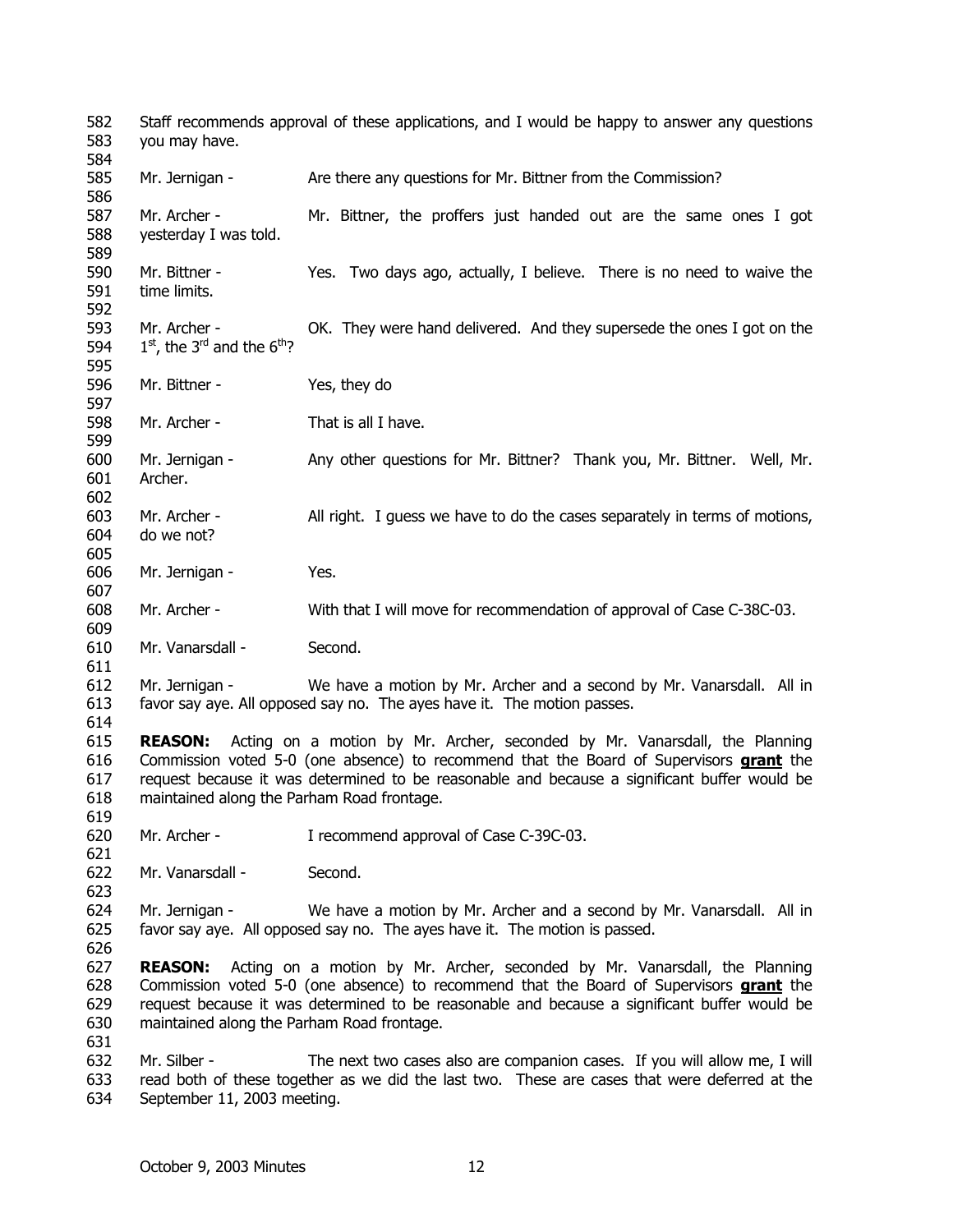Staff recommends approval of these applications, and I would be happy to answer any questions you may have.

Mr. Jernigan - Are there any questions for Mr. Bittner from the Commission?

Mr. Archer - Mr. Bittner, the proffers just handed out are the same ones I got yesterday I was told.

Mr. Bittner - Yes. Two days ago, actually, I believe. There is no need to waive the time limits.

Mr. Archer - OK. They were hand delivered. And they supersede the ones I got on the 1st, the 3rd and the 6th?

Mr. Bittner - Yes, they do

Mr. Archer - That is all I have.

Mr. Jernigan - Any other questions for Mr. Bittner? Thank you, Mr. Bittner. Well, Mr. Archer.

Mr. Archer - All right. I guess we have to do the cases separately in terms of motions, do we not?

Mr. Jernigan - Yes.

Mr. Archer - With that I will move for recommendation of approval of Case C-38C-03.

Mr. Vanarsdall - Second.

Mr. Jernigan - We have a motion by Mr. Archer and a second by Mr. Vanarsdall. All in favor say aye. All opposed say no. The ayes have it. The motion passes.

**REASON:** Acting on a motion by Mr. Archer, seconded by Mr. Vanarsdall, the Planning Commission voted 5-0 (one absence) to recommend that the Board of Supervisors **grant** the request because it was determined to be reasonable and because a significant buffer would be maintained along the Parham Road frontage.

Mr. Archer - I recommend approval of Case C-39C-03.

Mr. Vanarsdall - Second.

Mr. Jernigan - We have a motion by Mr. Archer and a second by Mr. Vanarsdall. All in favor say aye. All opposed say no. The ayes have it. The motion is passed.

**REASON:** Acting on a motion by Mr. Archer, seconded by Mr. Vanarsdall, the Planning Commission voted 5-0 (one absence) to recommend that the Board of Supervisors **grant** the request because it was determined to be reasonable and because a significant buffer would be maintained along the Parham Road frontage.

Mr. Silber - The next two cases also are companion cases. If you will allow me, I will read both of these together as we did the last two. These are cases that were deferred at the September 11, 2003 meeting.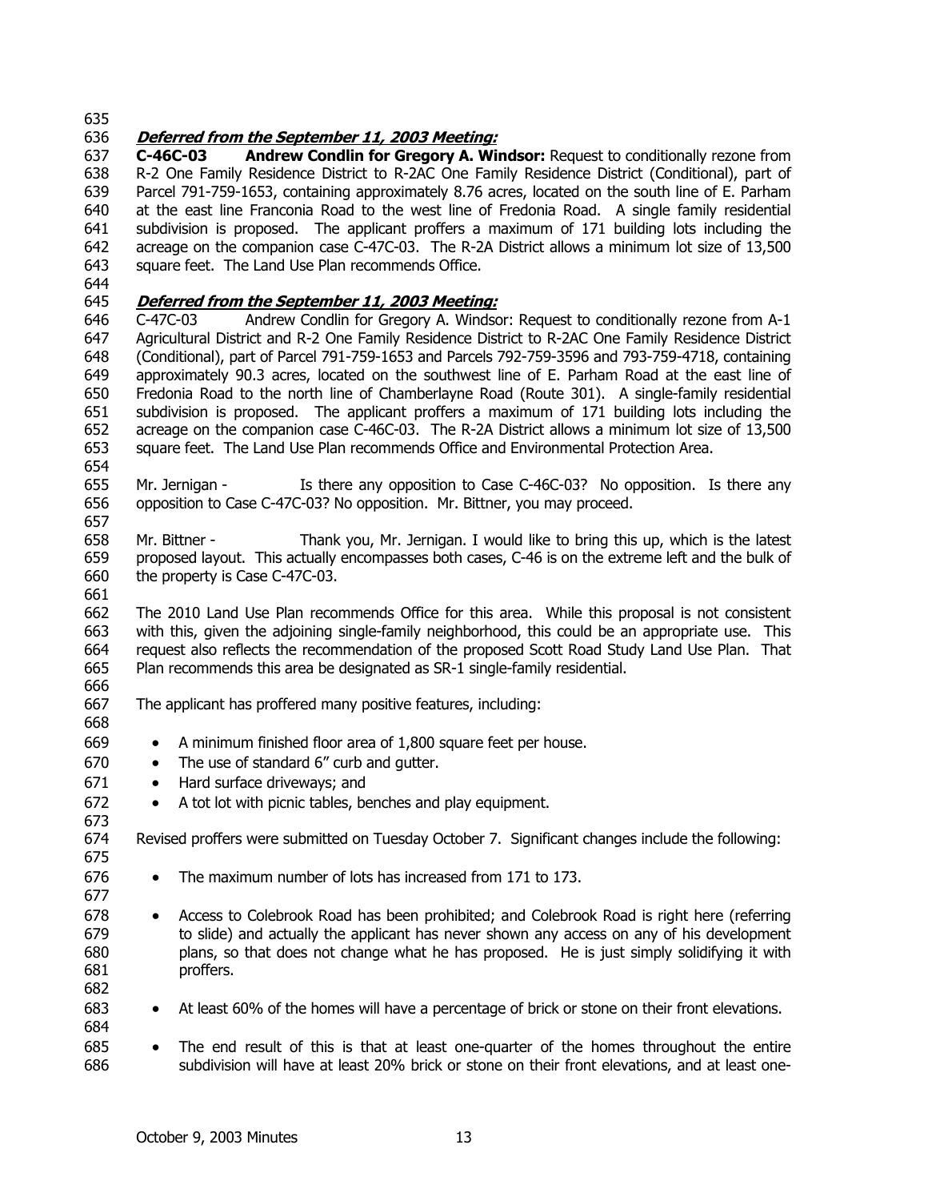***Deferred from the September 11, 2003 Meeting:***

**C-46C-03 Andrew Condlin for Gregory A. Windsor:** Request to conditionally rezone from R-2 One Family Residence District to R-2AC One Family Residence District (Conditional), part of Parcel 791-759-1653, containing approximately 8.76 acres, located on the south line of E. Parham at the east line Franconia Road to the west line of Fredonia Road. A single family residential subdivision is proposed. The applicant proffers a maximum of 171 building lots including the acreage on the companion case C-47C-03. The R-2A District allows a minimum lot size of 13,500 square feet. The Land Use Plan recommends Office.

***Deferred from the September 11, 2003 Meeting:***

C-47C-03 Andrew Condlin for Gregory A. Windsor: Request to conditionally rezone from A-1 Agricultural District and R-2 One Family Residence District to R-2AC One Family Residence District (Conditional), part of Parcel 791-759-1653 and Parcels 792-759-3596 and 793-759-4718, containing approximately 90.3 acres, located on the southwest line of E. Parham Road at the east line of Fredonia Road to the north line of Chamberlayne Road (Route 301). A single-family residential subdivision is proposed. The applicant proffers a maximum of 171 building lots including the acreage on the companion case C-46C-03. The R-2A District allows a minimum lot size of 13,500 square feet. The Land Use Plan recommends Office and Environmental Protection Area.

Mr. Jernigan - Is there any opposition to Case C-46C-03? No opposition. Is there any opposition to Case C-47C-03? No opposition. Mr. Bittner, you may proceed.

Mr. Bittner - Thank you, Mr. Jernigan. I would like to bring this up, which is the latest proposed layout. This actually encompasses both cases, C-46 is on the extreme left and the bulk of the property is Case C-47C-03.

The 2010 Land Use Plan recommends Office for this area. While this proposal is not consistent with this, given the adjoining single-family neighborhood, this could be an appropriate use. This request also reflects the recommendation of the proposed Scott Road Study Land Use Plan. That Plan recommends this area be designated as SR-1 single-family residential.

The applicant has proffered many positive features, including:

- A minimum finished floor area of 1,800 square feet per house.
- The use of standard 6" curb and gutter.
- Hard surface driveways; and
- A tot lot with picnic tables, benches and play equipment.

Revised proffers were submitted on Tuesday October 7. Significant changes include the following:

- The maximum number of lots has increased from 171 to 173.

- Access to Colebrook Road has been prohibited; and Colebrook Road is right here (referring to slide) and actually the applicant has never shown any access on any of his development plans, so that does not change what he has proposed. He is just simply solidifying it with proffers.

- At least 60% of the homes will have a percentage of brick or stone on their front elevations.

- The end result of this is that at least one-quarter of the homes throughout the entire subdivision will have at least 20% brick or stone on their front elevations, and at least one-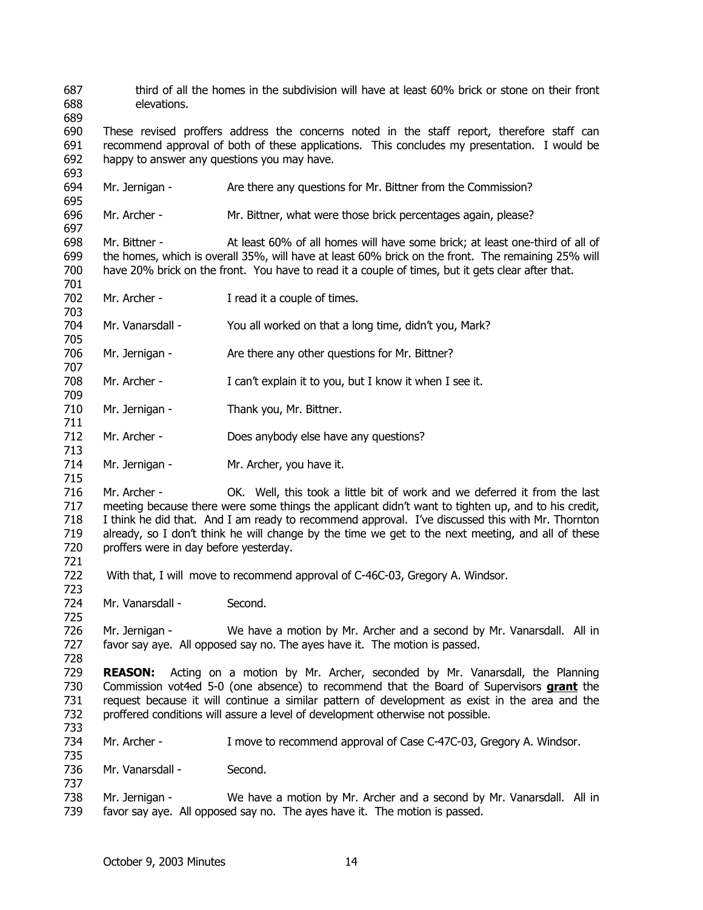third of all the homes in the subdivision will have at least 60% brick or stone on their front elevations.

These revised proffers address the concerns noted in the staff report, therefore staff can recommend approval of both of these applications. This concludes my presentation. I would be happy to answer any questions you may have.

Mr. Jernigan - Are there any questions for Mr. Bittner from the Commission?

Mr. Archer - Mr. Bittner, what were those brick percentages again, please?

Mr. Bittner - At least 60% of all homes will have some brick; at least one-third of all of the homes, which is overall 35%, will have at least 60% brick on the front. The remaining 25% will have 20% brick on the front. You have to read it a couple of times, but it gets clear after that.

Mr. Archer - I read it a couple of times.

Mr. Vanarsdall - You all worked on that a long time, didn't you, Mark?

Mr. Jernigan - Are there any other questions for Mr. Bittner?

Mr. Archer - I can't explain it to you, but I know it when I see it.

Mr. Jernigan - Thank you, Mr. Bittner.

Mr. Archer - Does anybody else have any questions?

Mr. Jernigan - Mr. Archer, you have it.

Mr. Archer - OK. Well, this took a little bit of work and we deferred it from the last meeting because there were some things the applicant didn't want to tighten up, and to his credit, I think he did that. And I am ready to recommend approval. I've discussed this with Mr. Thornton already, so I don't think he will change by the time we get to the next meeting, and all of these proffers were in day before yesterday.

With that, I will move to recommend approval of C-46C-03, Gregory A. Windsor.

Mr. Vanarsdall - Second.

Mr. Jernigan - We have a motion by Mr. Archer and a second by Mr. Vanarsdall. All in favor say aye. All opposed say no. The ayes have it. The motion is passed.

**REASON:** Acting on a motion by Mr. Archer, seconded by Mr. Vanarsdall, the Planning Commission vot4ed 5-0 (one absence) to recommend that the Board of Supervisors **grant** the request because it will continue a similar pattern of development as exist in the area and the proffered conditions will assure a level of development otherwise not possible.

Mr. Archer - I move to recommend approval of Case C-47C-03, Gregory A. Windsor.

Mr. Vanarsdall - Second.

Mr. Jernigan - We have a motion by Mr. Archer and a second by Mr. Vanarsdall. All in favor say aye. All opposed say no. The ayes have it. The motion is passed.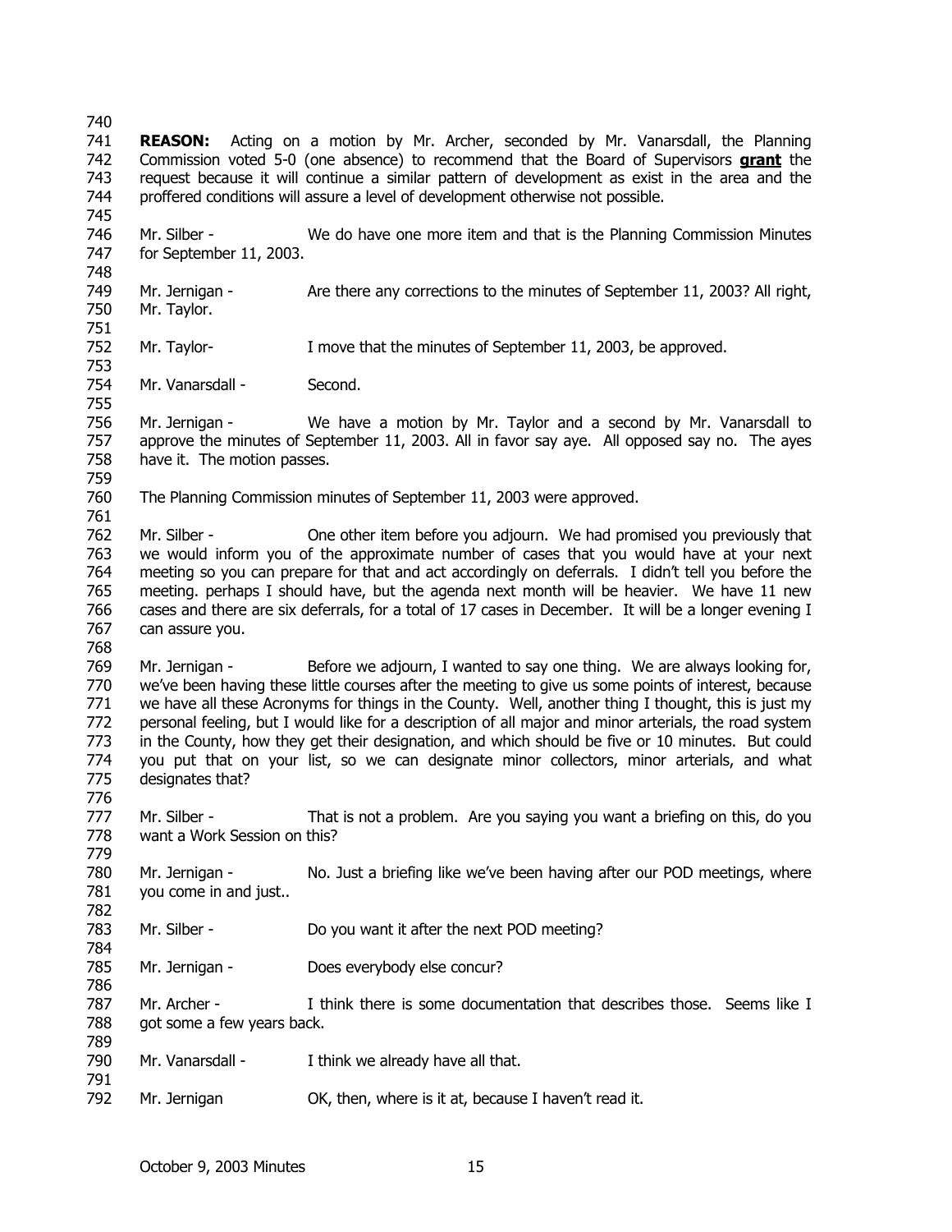**REASON:** Acting on a motion by Mr. Archer, seconded by Mr. Vanarsdall, the Planning Commission voted 5-0 (one absence) to recommend that the Board of Supervisors **grant** the request because it will continue a similar pattern of development as exist in the area and the proffered conditions will assure a level of development otherwise not possible.

Mr. Silber - We do have one more item and that is the Planning Commission Minutes for September 11, 2003.

Mr. Jernigan - Are there any corrections to the minutes of September 11, 2003? All right, Mr. Taylor.

Mr. Taylor- I move that the minutes of September 11, 2003, be approved.

Mr. Vanarsdall - Second.

Mr. Jernigan - We have a motion by Mr. Taylor and a second by Mr. Vanarsdall to approve the minutes of September 11, 2003. All in favor say aye. All opposed say no. The ayes have it. The motion passes.

The Planning Commission minutes of September 11, 2003 were approved.

Mr. Silber - One other item before you adjourn. We had promised you previously that we would inform you of the approximate number of cases that you would have at your next meeting so you can prepare for that and act accordingly on deferrals. I didn't tell you before the meeting. perhaps I should have, but the agenda next month will be heavier. We have 11 new cases and there are six deferrals, for a total of 17 cases in December. It will be a longer evening I can assure you.

Mr. Jernigan - Before we adjourn, I wanted to say one thing. We are always looking for, we've been having these little courses after the meeting to give us some points of interest, because we have all these Acronyms for things in the County. Well, another thing I thought, this is just my personal feeling, but I would like for a description of all major and minor arterials, the road system in the County, how they get their designation, and which should be five or 10 minutes. But could you put that on your list, so we can designate minor collectors, minor arterials, and what designates that?

Mr. Silber - That is not a problem. Are you saying you want a briefing on this, do you want a Work Session on this?

Mr. Jernigan - No. Just a briefing like we've been having after our POD meetings, where you come in and just..

Mr. Silber - Do you want it after the next POD meeting?

Mr. Jernigan - Does everybody else concur?

Mr. Archer - I think there is some documentation that describes those. Seems like I got some a few years back.

Mr. Vanarsdall - I think we already have all that.

Mr. Jernigan OK, then, where is it at, because I haven't read it.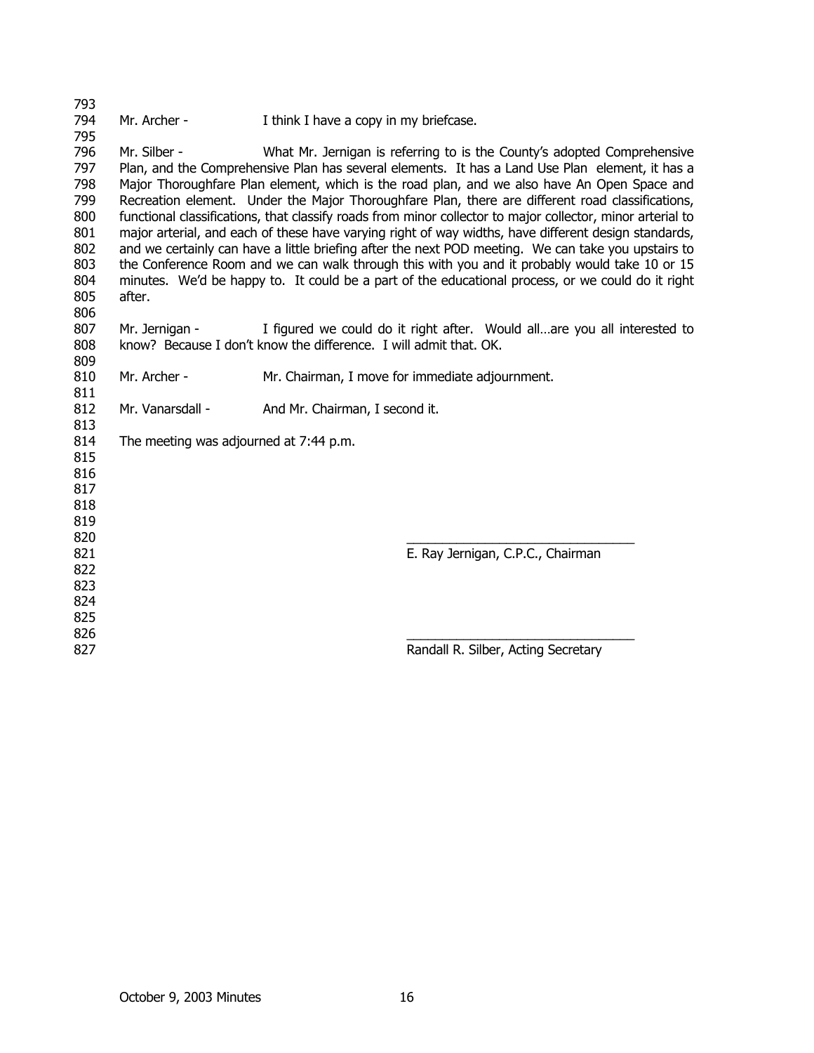Mr. Archer - I think I have a copy in my briefcase.

Mr. Silber - What Mr. Jernigan is referring to is the County's adopted Comprehensive Plan, and the Comprehensive Plan has several elements. It has a Land Use Plan element, it has a Major Thoroughfare Plan element, which is the road plan, and we also have An Open Space and Recreation element. Under the Major Thoroughfare Plan, there are different road classifications, functional classifications, that classify roads from minor collector to major collector, minor arterial to major arterial, and each of these have varying right of way widths, have different design standards, and we certainly can have a little briefing after the next POD meeting. We can take you upstairs to the Conference Room and we can walk through this with you and it probably would take 10 or 15 minutes. We'd be happy to. It could be a part of the educational process, or we could do it right after.

Mr. Jernigan - I figured we could do it right after. Would all…are you all interested to know? Because I don't know the difference. I will admit that. OK.

Mr. Archer - Mr. Chairman, I move for immediate adjournment.

Mr. Vanarsdall - And Mr. Chairman, I second it.

The meeting was adjourned at 7:44 p.m.

\_\_\_\_\_\_\_\_\_\_\_\_\_\_\_\_\_\_\_\_\_\_\_\_\_\_\_\_\_\_\_\_

E. Ray Jernigan, C.P.C., Chairman

\_\_\_\_\_\_\_\_\_\_\_\_\_\_\_\_\_\_\_\_\_\_\_\_\_\_\_\_\_\_\_\_

Randall R. Silber, Acting Secretary